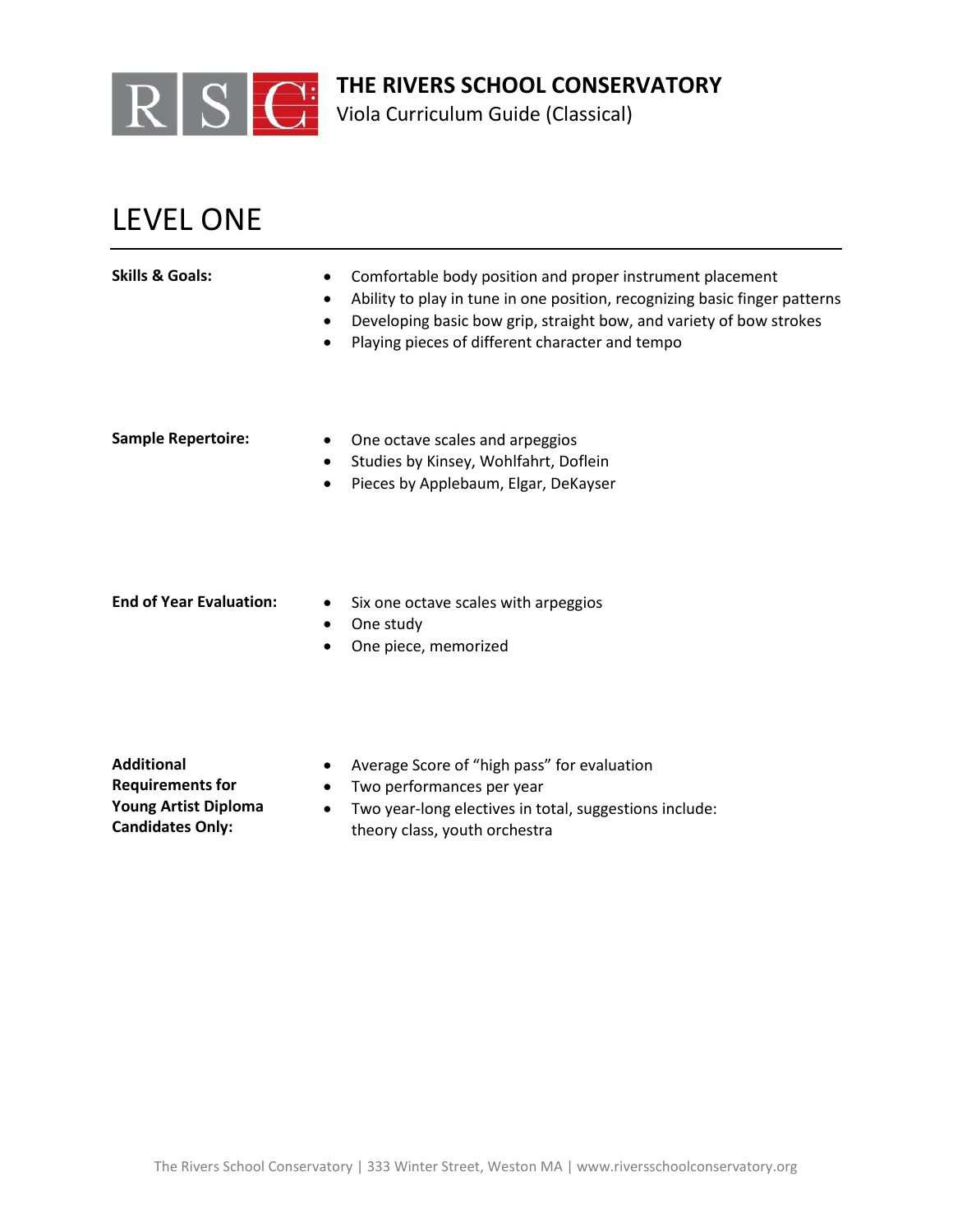# THE RIVERS SCHOOL CONSERVATORY

Viola Curriculum Guide (Classical)

## LEVEL ONE

**Skills & Goals:**

- Comfortable body position and proper instrument placement
- Ability to play in tune in one position, recognizing basic finger patterns
- Developing basic bow grip, straight bow, and variety of bow strokes
- Playing pieces of different character and tempo

**Sample Repertoire:**

- One octave scales and arpeggios
- Studies by Kinsey, Wohlfahrt, Doflein
- Pieces by Applebaum, Elgar, DeKayser

**End of Year Evaluation:**

- Six one octave scales with arpeggios
- One study
- One piece, memorized

**Additional Requirements for Young Artist Diploma Candidates Only:**

- Average Score of "high pass" for evaluation
- Two performances per year
- Two year-long electives in total, suggestions include: theory class, youth orchestra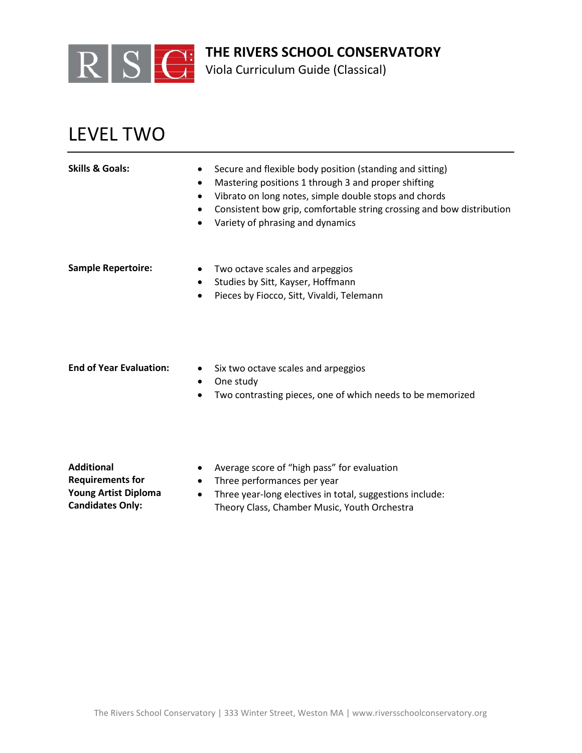# THE RIVERS SCHOOL CONSERVATORY

Viola Curriculum Guide (Classical)

## LEVEL TWO

**Skills & Goals:**

- Secure and flexible body position (standing and sitting)
- Mastering positions 1 through 3 and proper shifting
- Vibrato on long notes, simple double stops and chords
- Consistent bow grip, comfortable string crossing and bow distribution
- Variety of phrasing and dynamics

**Sample Repertoire:**

- Two octave scales and arpeggios
- Studies by Sitt, Kayser, Hoffmann
- Pieces by Fiocco, Sitt, Vivaldi, Telemann

**End of Year Evaluation:**

- Six two octave scales and arpeggios
- One study
- Two contrasting pieces, one of which needs to be memorized

**Additional Requirements for Young Artist Diploma Candidates Only:**

- Average score of "high pass" for evaluation
- Three performances per year
- Three year-long electives in total, suggestions include: Theory Class, Chamber Music, Youth Orchestra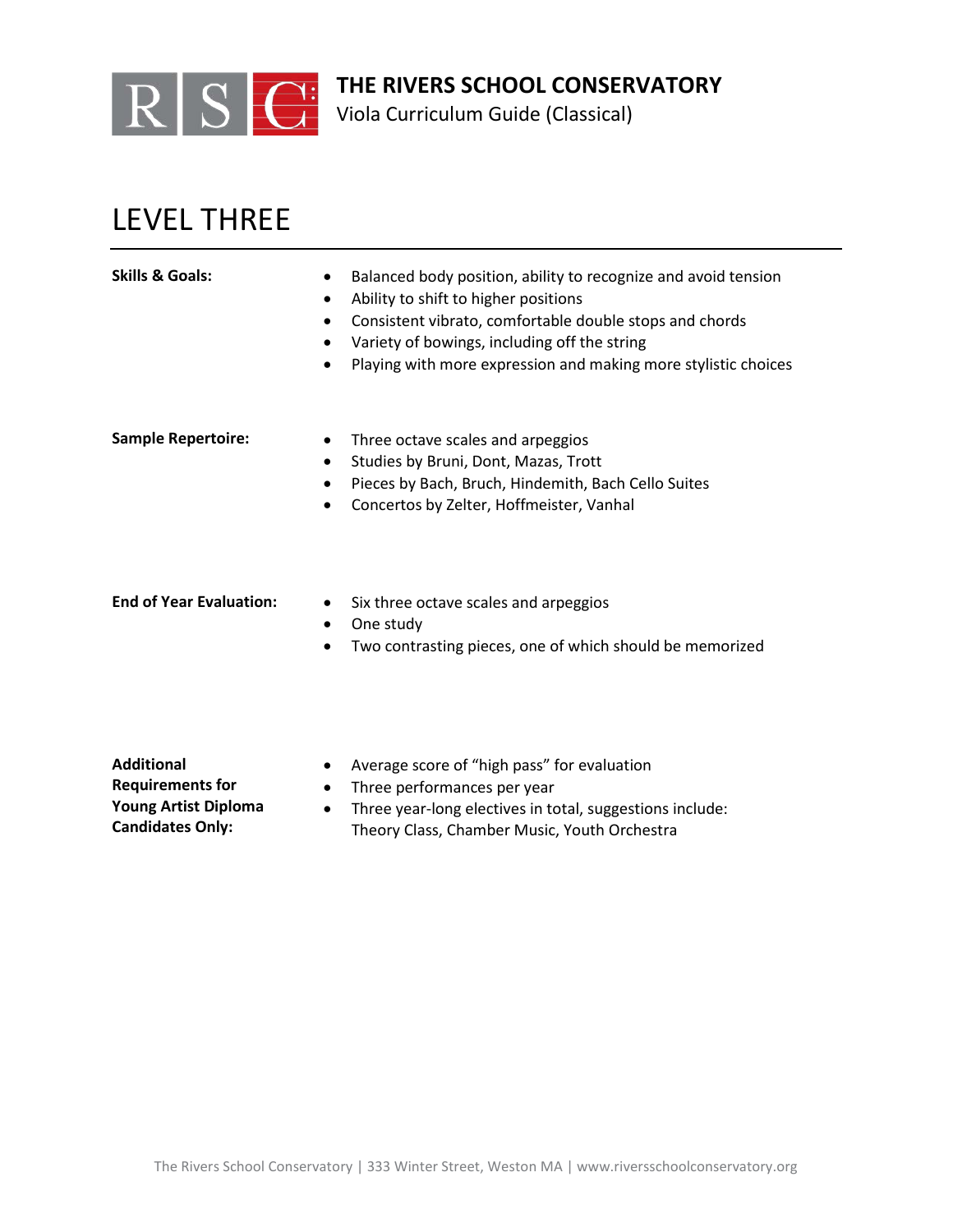# THE RIVERS SCHOOL CONSERVATORY

Viola Curriculum Guide (Classical)

## LEVEL THREE

**Skills & Goals:**

- Balanced body position, ability to recognize and avoid tension
- Ability to shift to higher positions
- Consistent vibrato, comfortable double stops and chords
- Variety of bowings, including off the string
- Playing with more expression and making more stylistic choices

**Sample Repertoire:**

- Three octave scales and arpeggios
- Studies by Bruni, Dont, Mazas, Trott
- Pieces by Bach, Bruch, Hindemith, Bach Cello Suites
- Concertos by Zelter, Hoffmeister, Vanhal

**End of Year Evaluation:**

- Six three octave scales and arpeggios
- One study
- Two contrasting pieces, one of which should be memorized

**Additional Requirements for Young Artist Diploma Candidates Only:**

- Average score of "high pass" for evaluation
- Three performances per year
- Three year-long electives in total, suggestions include: Theory Class, Chamber Music, Youth Orchestra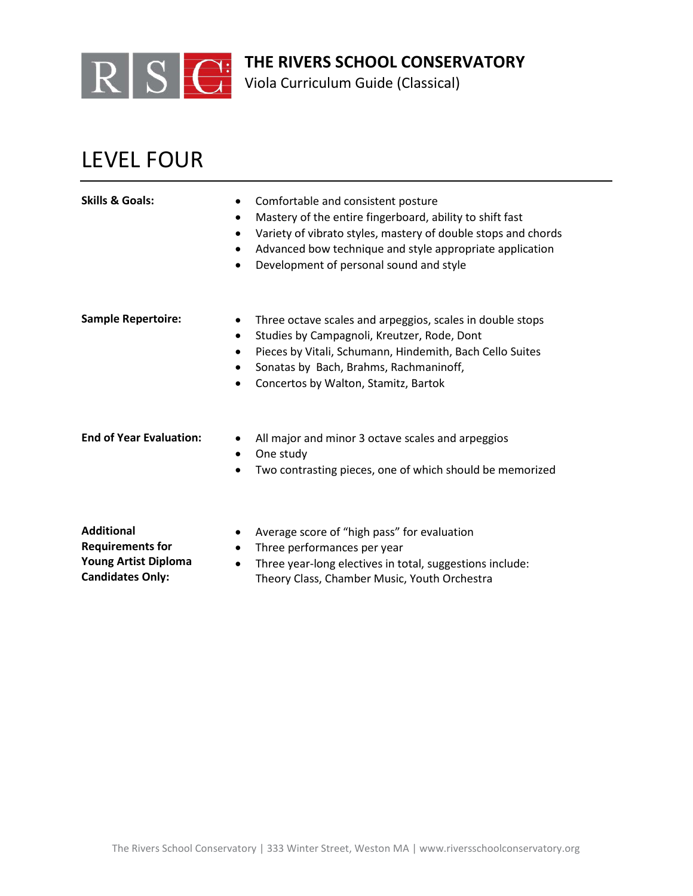# THE RIVERS SCHOOL CONSERVATORY

Viola Curriculum Guide (Classical)

## LEVEL FOUR

**Skills & Goals:**

- Comfortable and consistent posture
- Mastery of the entire fingerboard, ability to shift fast
- Variety of vibrato styles, mastery of double stops and chords
- Advanced bow technique and style appropriate application
- Development of personal sound and style

**Sample Repertoire:**

- Three octave scales and arpeggios, scales in double stops
- Studies by Campagnoli, Kreutzer, Rode, Dont
- Pieces by Vitali, Schumann, Hindemith, Bach Cello Suites
- Sonatas by Bach, Brahms, Rachmaninoff,
- Concertos by Walton, Stamitz, Bartok

**End of Year Evaluation:**

- All major and minor 3 octave scales and arpeggios
- One study
- Two contrasting pieces, one of which should be memorized

**Additional Requirements for Young Artist Diploma Candidates Only:**

- Average score of "high pass" for evaluation
- Three performances per year
- Three year-long electives in total, suggestions include: Theory Class, Chamber Music, Youth Orchestra